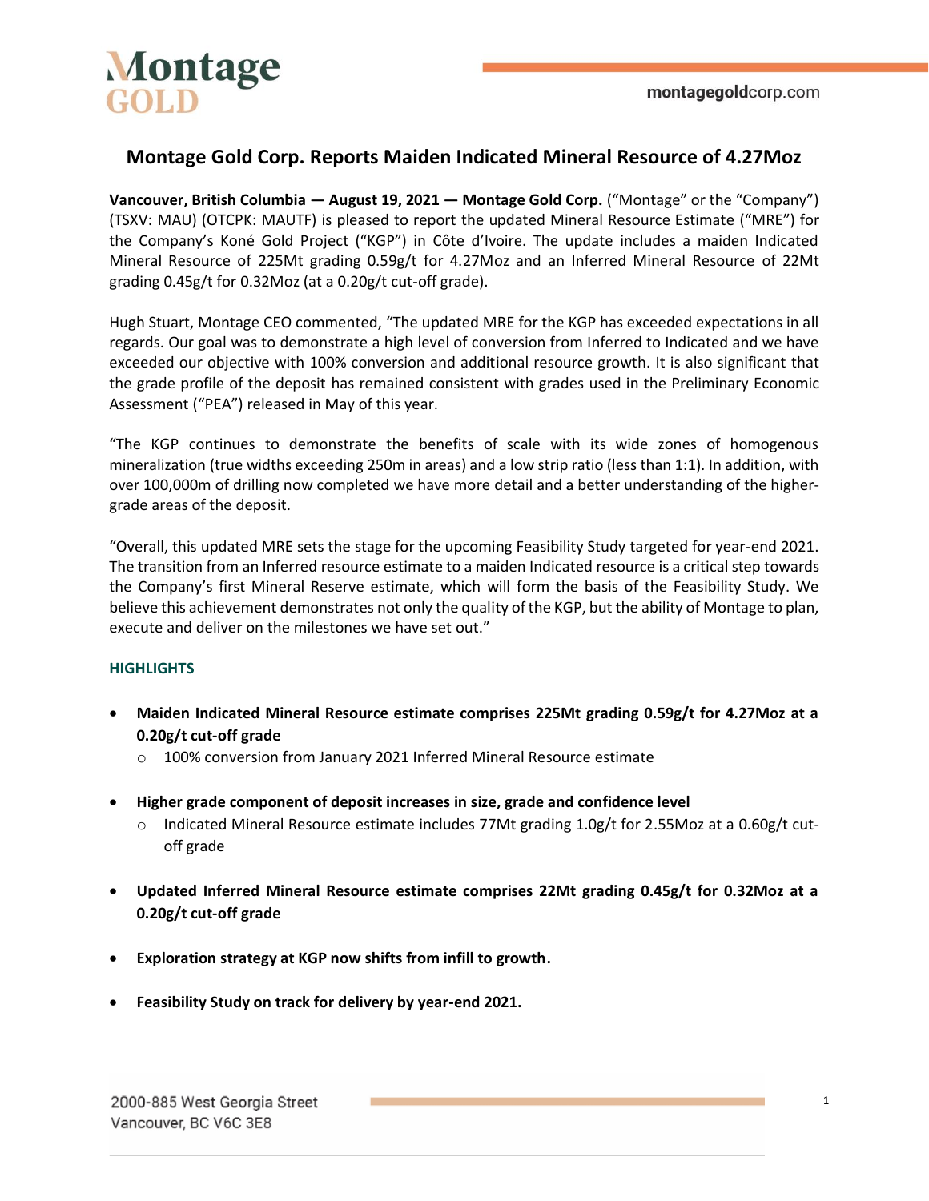# Montage Gold Corp. Reports Maiden Indicated Mineral Resource of 4.27Moz

**Vancouver, British Columbia — August 19, 2021 — Montage Gold Corp.** ("Montage" or the "Company") (TSXV: MAU) (OTCPK: MAUTF) is pleased to report the updated Mineral Resource Estimate ("MRE") for the Company's Koné Gold Project ("KGP") in Côte d'Ivoire. The update includes a maiden Indicated Mineral Resource of 225Mt grading 0.59g/t for 4.27Moz and an Inferred Mineral Resource of 22Mt grading 0.45g/t for 0.32Moz (at a 0.20g/t cut-off grade).

Hugh Stuart, Montage CEO commented, "The updated MRE for the KGP has exceeded expectations in all regards. Our goal was to demonstrate a high level of conversion from Inferred to Indicated and we have exceeded our objective with 100% conversion and additional resource growth. It is also significant that the grade profile of the deposit has remained consistent with grades used in the Preliminary Economic Assessment ("PEA") released in May of this year.

"The KGP continues to demonstrate the benefits of scale with its wide zones of homogenous mineralization (true widths exceeding 250m in areas) and a low strip ratio (less than 1:1). In addition, with over 100,000m of drilling now completed we have more detail and a better understanding of the higher-grade areas of the deposit.

"Overall, this updated MRE sets the stage for the upcoming Feasibility Study targeted for year-end 2021. The transition from an Inferred resource estimate to a maiden Indicated resource is a critical step towards the Company's first Mineral Reserve estimate, which will form the basis of the Feasibility Study. We believe this achievement demonstrates not only the quality of the KGP, but the ability of Montage to plan, execute and deliver on the milestones we have set out."

## HIGHLIGHTS

- **Maiden Indicated Mineral Resource estimate comprises 225Mt grading 0.59g/t for 4.27Moz at a 0.20g/t cut-off grade**
  - 100% conversion from January 2021 Inferred Mineral Resource estimate
- **Higher grade component of deposit increases in size, grade and confidence level**
  - Indicated Mineral Resource estimate includes 77Mt grading 1.0g/t for 2.55Moz at a 0.60g/t cut-off grade
- **Updated Inferred Mineral Resource estimate comprises 22Mt grading 0.45g/t for 0.32Moz at a 0.20g/t cut-off grade**
- **Exploration strategy at KGP now shifts from infill to growth.**
- **Feasibility Study on track for delivery by year-end 2021.**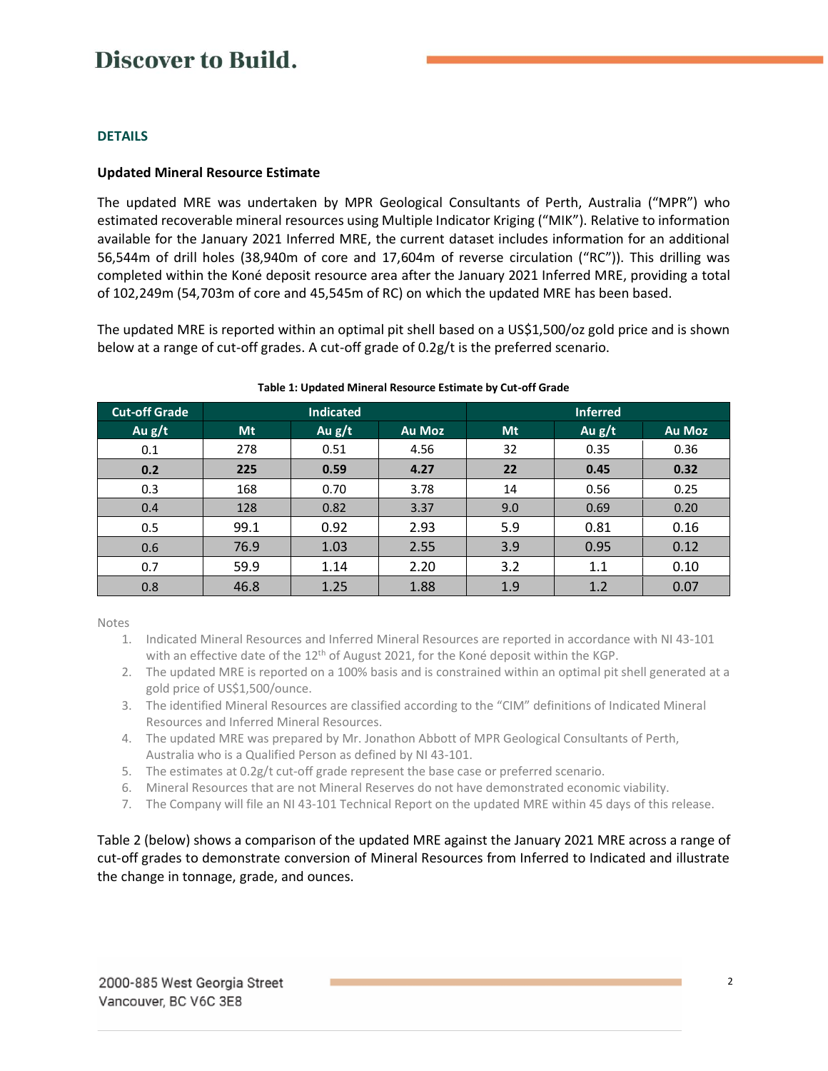### DETAILS

**Updated Mineral Resource Estimate**

The updated MRE was undertaken by MPR Geological Consultants of Perth, Australia ("MPR") who estimated recoverable mineral resources using Multiple Indicator Kriging ("MIK"). Relative to information available for the January 2021 Inferred MRE, the current dataset includes information for an additional 56,544m of drill holes (38,940m of core and 17,604m of reverse circulation ("RC")). This drilling was completed within the Koné deposit resource area after the January 2021 Inferred MRE, providing a total of 102,249m (54,703m of core and 45,545m of RC) on which the updated MRE has been based.

The updated MRE is reported within an optimal pit shell based on a US$1,500/oz gold price and is shown below at a range of cut-off grades. A cut-off grade of 0.2g/t is the preferred scenario.

**Table 1: Updated Mineral Resource Estimate by Cut-off Grade**

| Cut-off Grade | Indicated | | | Inferred | | |
|---|---|---|---|---|---|---|
| Au g/t | Mt | Au g/t | Au Moz | Mt | Au g/t | Au Moz |
| 0.1 | 278 | 0.51 | 4.56 | 32 | 0.35 | 0.36 |
| **0.2** | **225** | **0.59** | **4.27** | **22** | **0.45** | **0.32** |
| 0.3 | 168 | 0.70 | 3.78 | 14 | 0.56 | 0.25 |
| 0.4 | 128 | 0.82 | 3.37 | 9.0 | 0.69 | 0.20 |
| 0.5 | 99.1 | 0.92 | 2.93 | 5.9 | 0.81 | 0.16 |
| 0.6 | 76.9 | 1.03 | 2.55 | 3.9 | 0.95 | 0.12 |
| 0.7 | 59.9 | 1.14 | 2.20 | 3.2 | 1.1 | 0.10 |
| 0.8 | 46.8 | 1.25 | 1.88 | 1.9 | 1.2 | 0.07 |

Notes

1. Indicated Mineral Resources and Inferred Mineral Resources are reported in accordance with NI 43-101 with an effective date of the 12th of August 2021, for the Koné deposit within the KGP.
2. The updated MRE is reported on a 100% basis and is constrained within an optimal pit shell generated at a gold price of US$1,500/ounce.
3. The identified Mineral Resources are classified according to the "CIM" definitions of Indicated Mineral Resources and Inferred Mineral Resources.
4. The updated MRE was prepared by Mr. Jonathon Abbott of MPR Geological Consultants of Perth, Australia who is a Qualified Person as defined by NI 43-101.
5. The estimates at 0.2g/t cut-off grade represent the base case or preferred scenario.
6. Mineral Resources that are not Mineral Reserves do not have demonstrated economic viability.
7. The Company will file an NI 43-101 Technical Report on the updated MRE within 45 days of this release.

Table 2 (below) shows a comparison of the updated MRE against the January 2021 MRE across a range of cut-off grades to demonstrate conversion of Mineral Resources from Inferred to Indicated and illustrate the change in tonnage, grade, and ounces.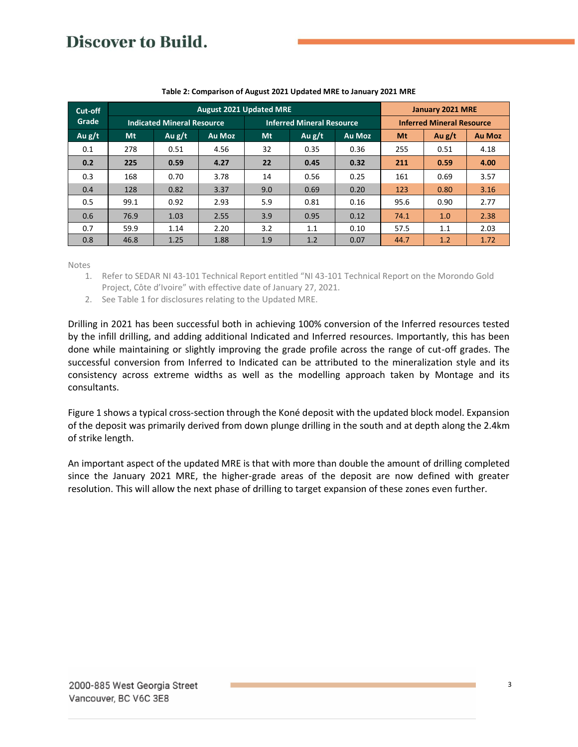**Table 2: Comparison of August 2021 Updated MRE to January 2021 MRE**

| Cut-off Grade | August 2021 Updated MRE | | | | | | January 2021 MRE | | |
|---|---|---|---|---|---|---|---|---|---|
| | Indicated Mineral Resource | | | Inferred Mineral Resource | | | Inferred Mineral Resource | | |
| Au g/t | Mt | Au g/t | Au Moz | Mt | Au g/t | Au Moz | Mt | Au g/t | Au Moz |
| 0.1 | 278 | 0.51 | 4.56 | 32 | 0.35 | 0.36 | 255 | 0.51 | 4.18 |
| **0.2** | **225** | **0.59** | **4.27** | **22** | **0.45** | **0.32** | **211** | **0.59** | **4.00** |
| 0.3 | 168 | 0.70 | 3.78 | 14 | 0.56 | 0.25 | 161 | 0.69 | 3.57 |
| 0.4 | 128 | 0.82 | 3.37 | 9.0 | 0.69 | 0.20 | 123 | 0.80 | 3.16 |
| 0.5 | 99.1 | 0.92 | 2.93 | 5.9 | 0.81 | 0.16 | 95.6 | 0.90 | 2.77 |
| 0.6 | 76.9 | 1.03 | 2.55 | 3.9 | 0.95 | 0.12 | 74.1 | 1.0 | 2.38 |
| 0.7 | 59.9 | 1.14 | 2.20 | 3.2 | 1.1 | 0.10 | 57.5 | 1.1 | 2.03 |
| 0.8 | 46.8 | 1.25 | 1.88 | 1.9 | 1.2 | 0.07 | 44.7 | 1.2 | 1.72 |

Notes

1. Refer to SEDAR NI 43-101 Technical Report entitled "NI 43-101 Technical Report on the Morondo Gold Project, Côte d'Ivoire" with effective date of January 27, 2021.
2. See Table 1 for disclosures relating to the Updated MRE.

Drilling in 2021 has been successful both in achieving 100% conversion of the Inferred resources tested by the infill drilling, and adding additional Indicated and Inferred resources. Importantly, this has been done while maintaining or slightly improving the grade profile across the range of cut-off grades. The successful conversion from Inferred to Indicated can be attributed to the mineralization style and its consistency across extreme widths as well as the modelling approach taken by Montage and its consultants.

Figure 1 shows a typical cross-section through the Koné deposit with the updated block model. Expansion of the deposit was primarily derived from down plunge drilling in the south and at depth along the 2.4km of strike length.

An important aspect of the updated MRE is that with more than double the amount of drilling completed since the January 2021 MRE, the higher-grade areas of the deposit are now defined with greater resolution. This will allow the next phase of drilling to target expansion of these zones even further.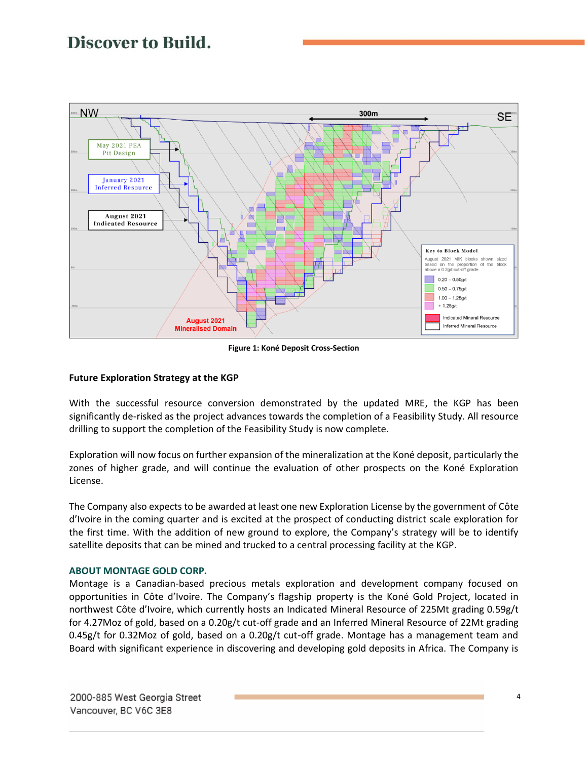Figure 1: Koné Deposit Cross-Section

### Future Exploration Strategy at the KGP

With the successful resource conversion demonstrated by the updated MRE, the KGP has been significantly de-risked as the project advances towards the completion of a Feasibility Study. All resource drilling to support the completion of the Feasibility Study is now complete.

Exploration will now focus on further expansion of the mineralization at the Koné deposit, particularly the zones of higher grade, and will continue the evaluation of other prospects on the Koné Exploration License.

The Company also expects to be awarded at least one new Exploration License by the government of Côte d'Ivoire in the coming quarter and is excited at the prospect of conducting district scale exploration for the first time. With the addition of new ground to explore, the Company's strategy will be to identify satellite deposits that can be mined and trucked to a central processing facility at the KGP.

### ABOUT MONTAGE GOLD CORP.

Montage is a Canadian-based precious metals exploration and development company focused on opportunities in Côte d'Ivoire. The Company's flagship property is the Koné Gold Project, located in northwest Côte d'Ivoire, which currently hosts an Indicated Mineral Resource of 225Mt grading 0.59g/t for 4.27Moz of gold, based on a 0.20g/t cut-off grade and an Inferred Mineral Resource of 22Mt grading 0.45g/t for 0.32Moz of gold, based on a 0.20g/t cut-off grade. Montage has a management team and Board with significant experience in discovering and developing gold deposits in Africa. The Company is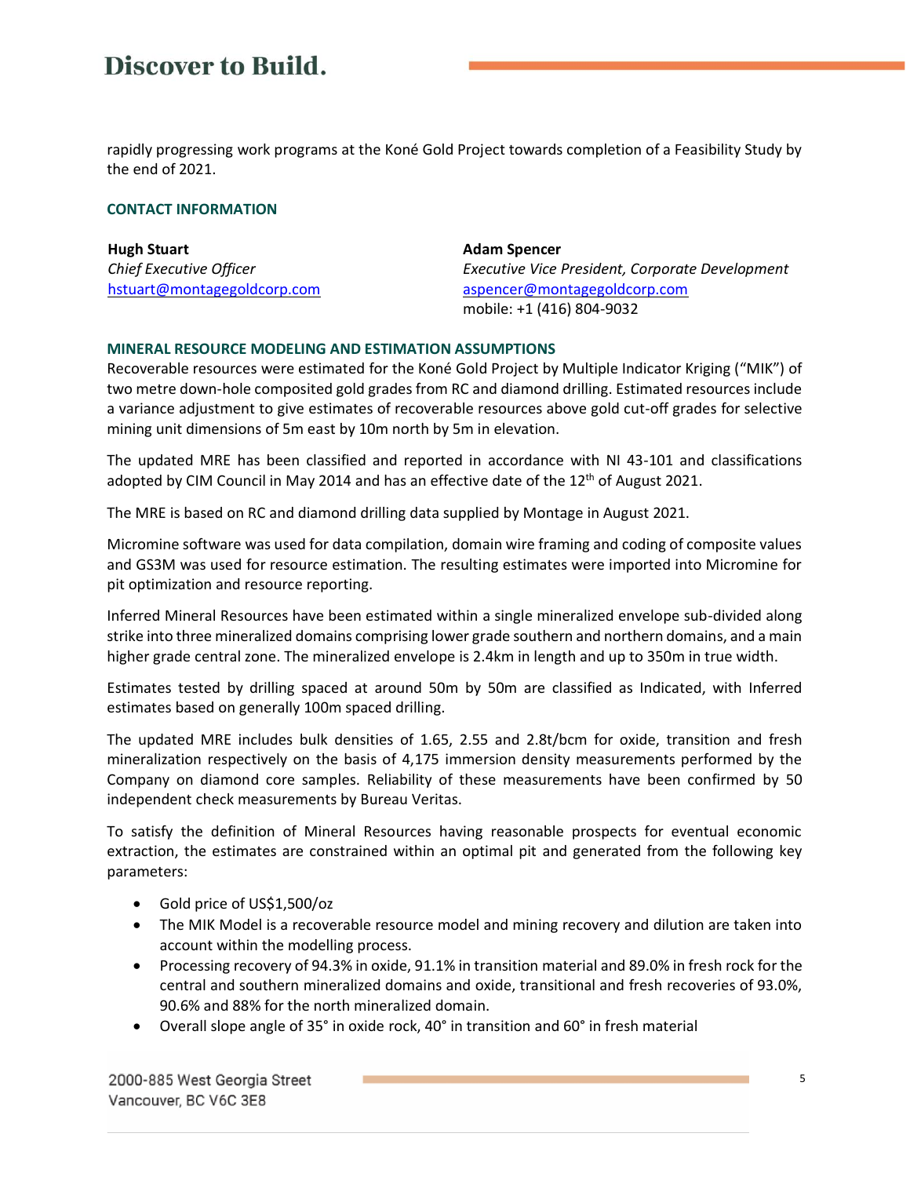rapidly progressing work programs at the Koné Gold Project towards completion of a Feasibility Study by the end of 2021.

### CONTACT INFORMATION

**Hugh Stuart**
*Chief Executive Officer*
hstuart@montagegoldcorp.com

**Adam Spencer**
*Executive Vice President, Corporate Development*
aspencer@montagegoldcorp.com
mobile: +1 (416) 804-9032

### MINERAL RESOURCE MODELING AND ESTIMATION ASSUMPTIONS

Recoverable resources were estimated for the Koné Gold Project by Multiple Indicator Kriging ("MIK") of two metre down-hole composited gold grades from RC and diamond drilling. Estimated resources include a variance adjustment to give estimates of recoverable resources above gold cut-off grades for selective mining unit dimensions of 5m east by 10m north by 5m in elevation.

The updated MRE has been classified and reported in accordance with NI 43-101 and classifications adopted by CIM Council in May 2014 and has an effective date of the 12th of August 2021.

The MRE is based on RC and diamond drilling data supplied by Montage in August 2021.

Micromine software was used for data compilation, domain wire framing and coding of composite values and GS3M was used for resource estimation. The resulting estimates were imported into Micromine for pit optimization and resource reporting.

Inferred Mineral Resources have been estimated within a single mineralized envelope sub-divided along strike into three mineralized domains comprising lower grade southern and northern domains, and a main higher grade central zone. The mineralized envelope is 2.4km in length and up to 350m in true width.

Estimates tested by drilling spaced at around 50m by 50m are classified as Indicated, with Inferred estimates based on generally 100m spaced drilling.

The updated MRE includes bulk densities of 1.65, 2.55 and 2.8t/bcm for oxide, transition and fresh mineralization respectively on the basis of 4,175 immersion density measurements performed by the Company on diamond core samples. Reliability of these measurements have been confirmed by 50 independent check measurements by Bureau Veritas.

To satisfy the definition of Mineral Resources having reasonable prospects for eventual economic extraction, the estimates are constrained within an optimal pit and generated from the following key parameters:

- Gold price of US$1,500/oz
- The MIK Model is a recoverable resource model and mining recovery and dilution are taken into account within the modelling process.
- Processing recovery of 94.3% in oxide, 91.1% in transition material and 89.0% in fresh rock for the central and southern mineralized domains and oxide, transitional and fresh recoveries of 93.0%, 90.6% and 88% for the north mineralized domain.
- Overall slope angle of 35° in oxide rock, 40° in transition and 60° in fresh material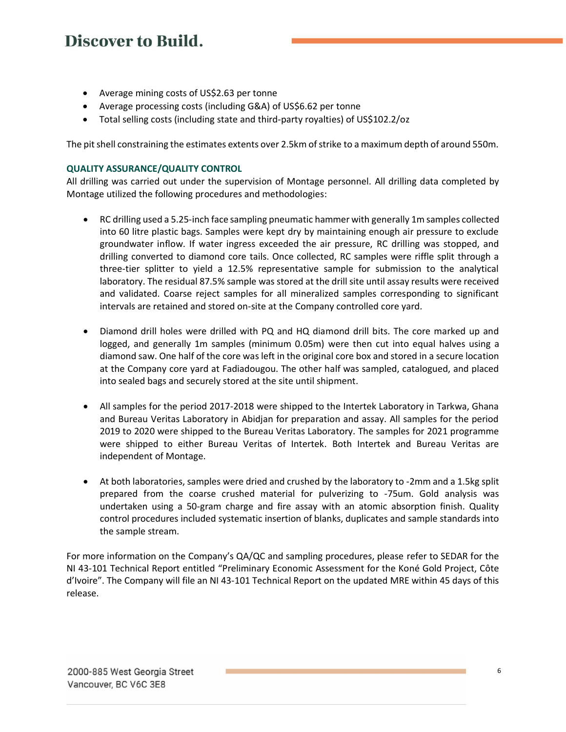- Average mining costs of US$2.63 per tonne
- Average processing costs (including G&A) of US$6.62 per tonne
- Total selling costs (including state and third-party royalties) of US$102.2/oz

The pit shell constraining the estimates extents over 2.5km of strike to a maximum depth of around 550m.

**QUALITY ASSURANCE/QUALITY CONTROL**

All drilling was carried out under the supervision of Montage personnel. All drilling data completed by Montage utilized the following procedures and methodologies:

- RC drilling used a 5.25-inch face sampling pneumatic hammer with generally 1m samples collected into 60 litre plastic bags. Samples were kept dry by maintaining enough air pressure to exclude groundwater inflow. If water ingress exceeded the air pressure, RC drilling was stopped, and drilling converted to diamond core tails. Once collected, RC samples were riffle split through a three-tier splitter to yield a 12.5% representative sample for submission to the analytical laboratory. The residual 87.5% sample was stored at the drill site until assay results were received and validated. Coarse reject samples for all mineralized samples corresponding to significant intervals are retained and stored on-site at the Company controlled core yard.

- Diamond drill holes were drilled with PQ and HQ diamond drill bits. The core marked up and logged, and generally 1m samples (minimum 0.05m) were then cut into equal halves using a diamond saw. One half of the core was left in the original core box and stored in a secure location at the Company core yard at Fadiadougou. The other half was sampled, catalogued, and placed into sealed bags and securely stored at the site until shipment.

- All samples for the period 2017-2018 were shipped to the Intertek Laboratory in Tarkwa, Ghana and Bureau Veritas Laboratory in Abidjan for preparation and assay. All samples for the period 2019 to 2020 were shipped to the Bureau Veritas Laboratory. The samples for 2021 programme were shipped to either Bureau Veritas of Intertek. Both Intertek and Bureau Veritas are independent of Montage.

- At both laboratories, samples were dried and crushed by the laboratory to -2mm and a 1.5kg split prepared from the coarse crushed material for pulverizing to -75um. Gold analysis was undertaken using a 50-gram charge and fire assay with an atomic absorption finish. Quality control procedures included systematic insertion of blanks, duplicates and sample standards into the sample stream.

For more information on the Company's QA/QC and sampling procedures, please refer to SEDAR for the NI 43-101 Technical Report entitled "Preliminary Economic Assessment for the Koné Gold Project, Côte d'Ivoire". The Company will file an NI 43-101 Technical Report on the updated MRE within 45 days of this release.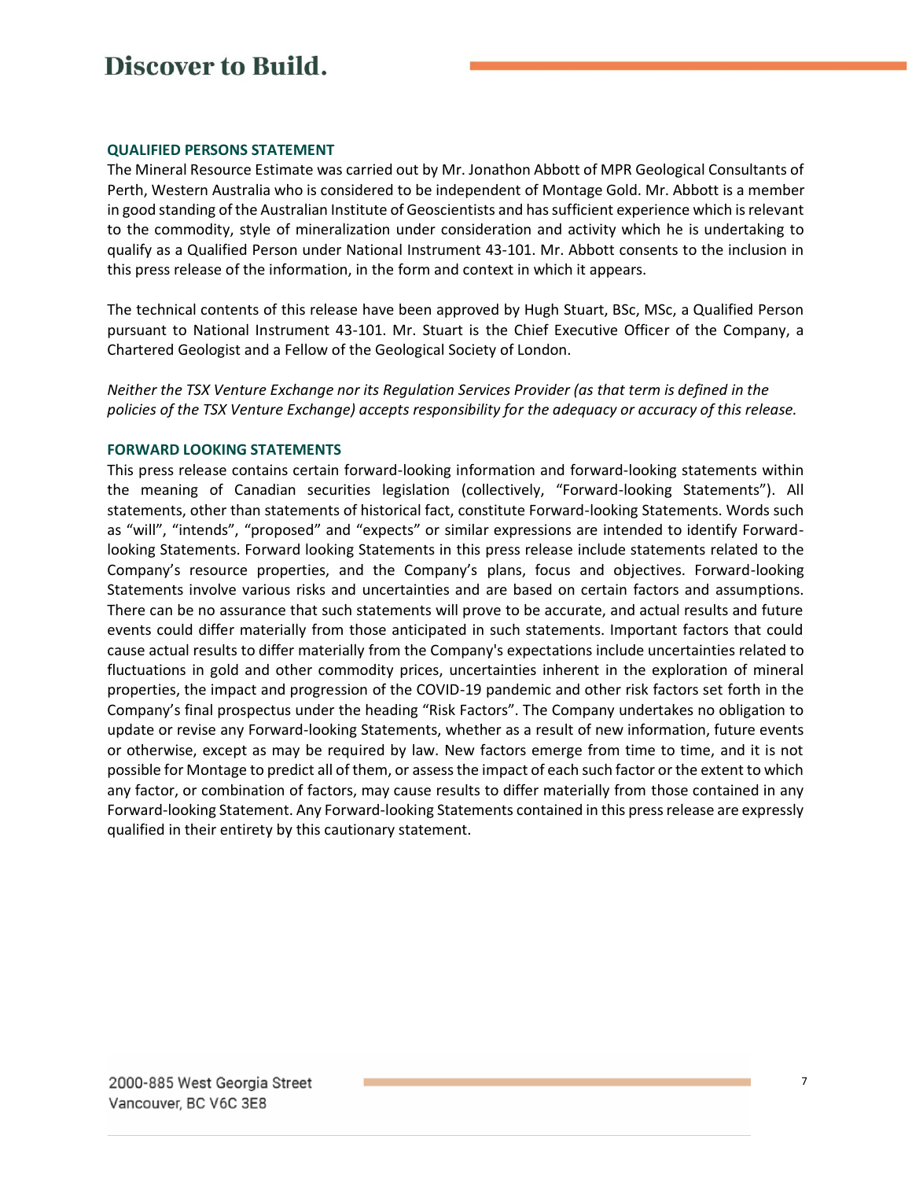## QUALIFIED PERSONS STATEMENT

The Mineral Resource Estimate was carried out by Mr. Jonathon Abbott of MPR Geological Consultants of Perth, Western Australia who is considered to be independent of Montage Gold. Mr. Abbott is a member in good standing of the Australian Institute of Geoscientists and has sufficient experience which is relevant to the commodity, style of mineralization under consideration and activity which he is undertaking to qualify as a Qualified Person under National Instrument 43-101. Mr. Abbott consents to the inclusion in this press release of the information, in the form and context in which it appears.

The technical contents of this release have been approved by Hugh Stuart, BSc, MSc, a Qualified Person pursuant to National Instrument 43-101. Mr. Stuart is the Chief Executive Officer of the Company, a Chartered Geologist and a Fellow of the Geological Society of London.

*Neither the TSX Venture Exchange nor its Regulation Services Provider (as that term is defined in the policies of the TSX Venture Exchange) accepts responsibility for the adequacy or accuracy of this release.*

## FORWARD LOOKING STATEMENTS

This press release contains certain forward-looking information and forward-looking statements within the meaning of Canadian securities legislation (collectively, "Forward-looking Statements"). All statements, other than statements of historical fact, constitute Forward-looking Statements. Words such as "will", "intends", "proposed" and "expects" or similar expressions are intended to identify Forward-looking Statements. Forward looking Statements in this press release include statements related to the Company's resource properties, and the Company's plans, focus and objectives. Forward-looking Statements involve various risks and uncertainties and are based on certain factors and assumptions. There can be no assurance that such statements will prove to be accurate, and actual results and future events could differ materially from those anticipated in such statements. Important factors that could cause actual results to differ materially from the Company's expectations include uncertainties related to fluctuations in gold and other commodity prices, uncertainties inherent in the exploration of mineral properties, the impact and progression of the COVID-19 pandemic and other risk factors set forth in the Company's final prospectus under the heading "Risk Factors". The Company undertakes no obligation to update or revise any Forward-looking Statements, whether as a result of new information, future events or otherwise, except as may be required by law. New factors emerge from time to time, and it is not possible for Montage to predict all of them, or assess the impact of each such factor or the extent to which any factor, or combination of factors, may cause results to differ materially from those contained in any Forward-looking Statement. Any Forward-looking Statements contained in this press release are expressly qualified in their entirety by this cautionary statement.